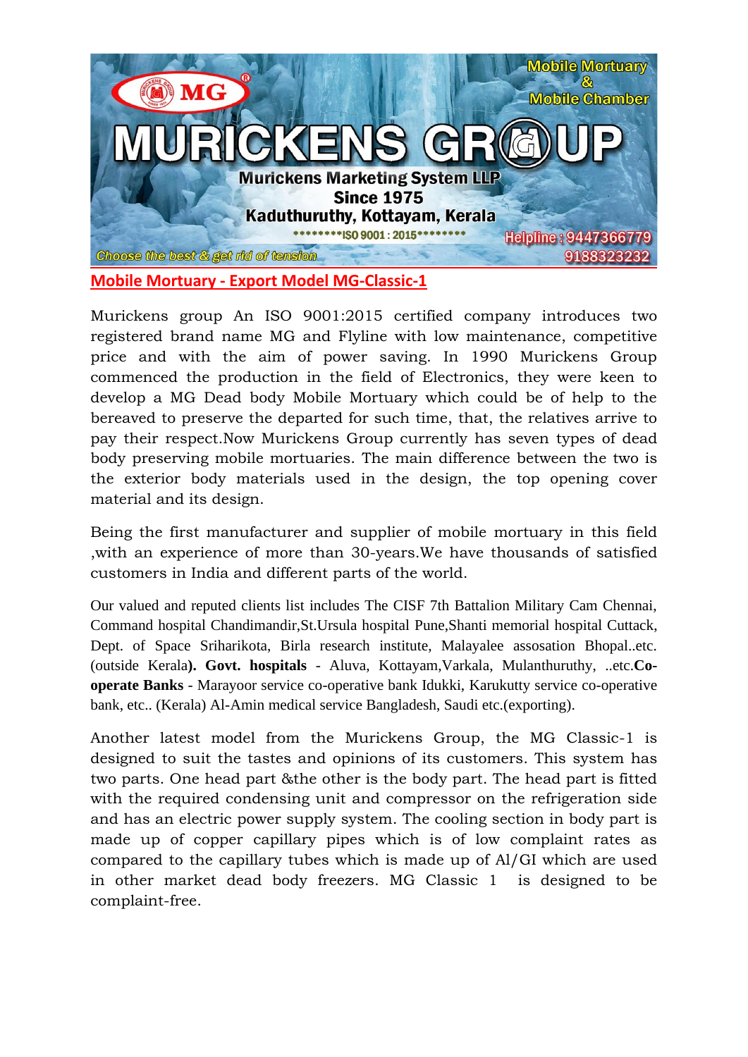MG®

Mobile Mortuary & Mobile Chamber

# MURICKENS GROUP

**Murickens Marketing System LLP**
**Since 1975**
**Kaduthuruthy, Kottayam, Kerala**
********ISO 9001 : 2015********

Helpline : 9447366779
9188323232

*Choose the best & get rid of tension*

## Mobile Mortuary - Export Model MG-Classic-1

Murickens group An ISO 9001:2015 certified company introduces two registered brand name MG and Flyline with low maintenance, competitive price and with the aim of power saving. In 1990 Murickens Group commenced the production in the field of Electronics, they were keen to develop a MG Dead body Mobile Mortuary which could be of help to the bereaved to preserve the departed for such time, that, the relatives arrive to pay their respect.Now Murickens Group currently has seven types of dead body preserving mobile mortuaries. The main difference between the two is the exterior body materials used in the design, the top opening cover material and its design.

Being the first manufacturer and supplier of mobile mortuary in this field ,with an experience of more than 30-years.We have thousands of satisfied customers in India and different parts of the world.

Our valued and reputed clients list includes The CISF 7th Battalion Military Cam Chennai, Command hospital Chandimandir,St.Ursula hospital Pune,Shanti memorial hospital Cuttack, Dept. of Space Sriharikota, Birla research institute, Malayalee assosation Bhopal..etc. (outside Kerala**). Govt. hospitals** - Aluva, Kottayam,Varkala, Mulanthuruthy, ..etc.**Co-operate Banks** - Marayoor service co-operative bank Idukki, Karukutty service co-operative bank, etc.. (Kerala) Al-Amin medical service Bangladesh, Saudi etc.(exporting).

Another latest model from the Murickens Group, the MG Classic-1 is designed to suit the tastes and opinions of its customers. This system has two parts. One head part &the other is the body part. The head part is fitted with the required condensing unit and compressor on the refrigeration side and has an electric power supply system. The cooling section in body part is made up of copper capillary pipes which is of low complaint rates as compared to the capillary tubes which is made up of Al/GI which are used in other market dead body freezers. MG Classic 1 is designed to be complaint-free.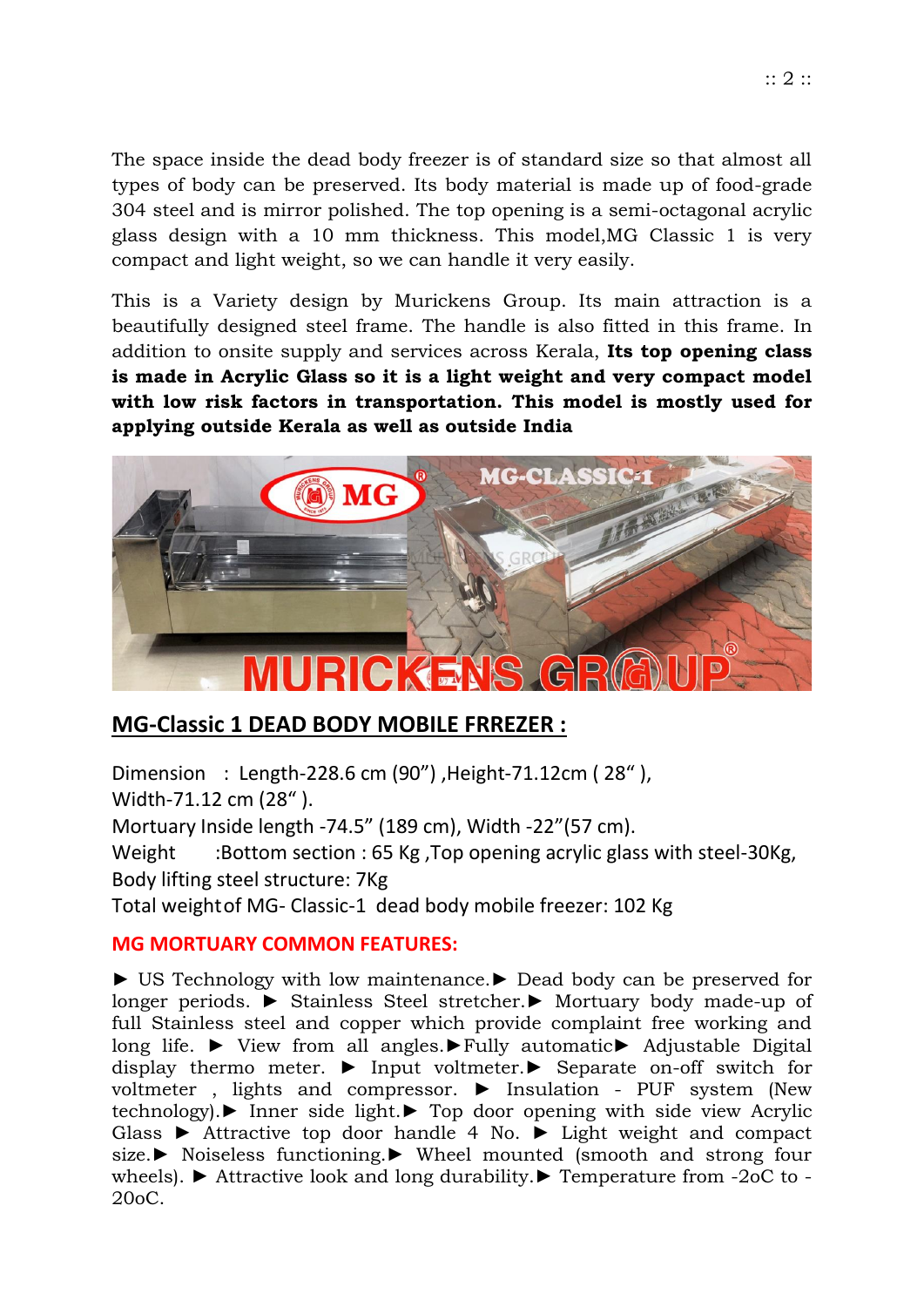The space inside the dead body freezer is of standard size so that almost all types of body can be preserved. Its body material is made up of food-grade 304 steel and is mirror polished. The top opening is a semi-octagonal acrylic glass design with a 10 mm thickness. This model,MG Classic 1 is very compact and light weight, so we can handle it very easily.

This is a Variety design by Murickens Group. Its main attraction is a beautifully designed steel frame. The handle is also fitted in this frame. In addition to onsite supply and services across Kerala, **Its top opening class is made in Acrylic Glass so it is a light weight and very compact model with low risk factors in transportation. This model is mostly used for applying outside Kerala as well as outside India**

## MG-Classic 1 DEAD BODY MOBILE FRREZER :

Dimension : Length-228.6 cm (90") ,Height-71.12cm ( 28" ), Width-71.12 cm (28" ).
Mortuary Inside length -74.5" (189 cm), Width -22"(57 cm).
Weight :Bottom section : 65 Kg ,Top opening acrylic glass with steel-30Kg, Body lifting steel structure: 7Kg
Total weightof MG- Classic-1 dead body mobile freezer: 102 Kg

### MG MORTUARY COMMON FEATURES:

► US Technology with low maintenance.► Dead body can be preserved for longer periods. ► Stainless Steel stretcher.► Mortuary body made-up of full Stainless steel and copper which provide complaint free working and long life. ► View from all angles.►Fully automatic► Adjustable Digital display thermo meter. ► Input voltmeter.► Separate on-off switch for voltmeter , lights and compressor. ► Insulation - PUF system (New technology).► Inner side light.► Top door opening with side view Acrylic Glass ► Attractive top door handle 4 No. ► Light weight and compact size.► Noiseless functioning.► Wheel mounted (smooth and strong four wheels). ► Attractive look and long durability.► Temperature from -2oC to -20oC.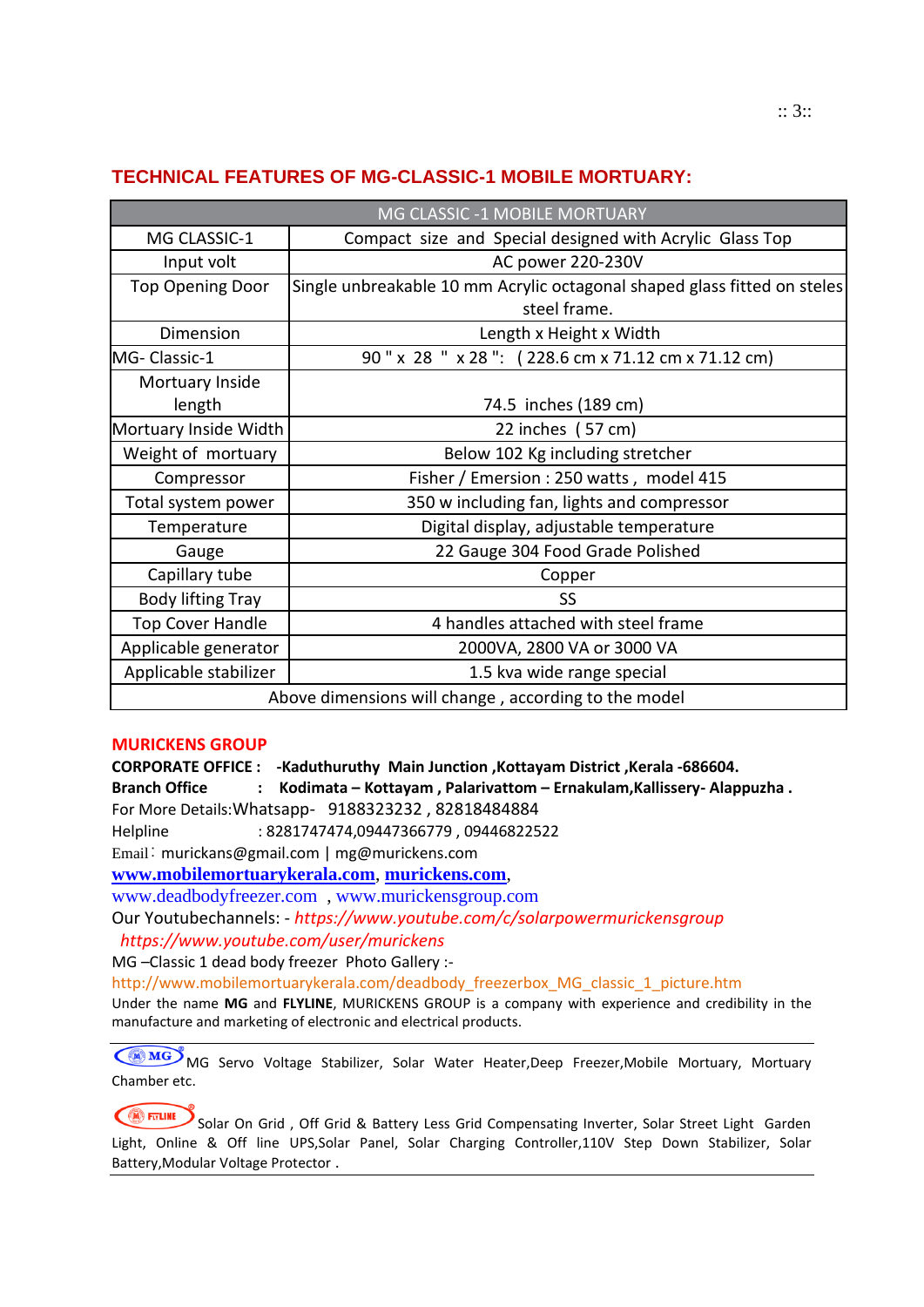## TECHNICAL FEATURES OF MG-CLASSIC-1 MOBILE MORTUARY:

| MG CLASSIC -1 MOBILE MORTUARY | |
|---|---|
| MG CLASSIC-1 | Compact size and Special designed with Acrylic Glass Top |
| Input volt | AC power 220-230V |
| Top Opening Door | Single unbreakable 10 mm Acrylic octagonal shaped glass fitted on steles steel frame. |
| Dimension | Length x Height x Width |
| MG- Classic-1 | 90 " x 28 " x 28 ": ( 228.6 cm x 71.12 cm x 71.12 cm) |
| Mortuary Inside length | 74.5 inches (189 cm) |
| Mortuary Inside Width | 22 inches ( 57 cm) |
| Weight of mortuary | Below 102 Kg including stretcher |
| Compressor | Fisher / Emersion : 250 watts , model 415 |
| Total system power | 350 w including fan, lights and compressor |
| Temperature | Digital display, adjustable temperature |
| Gauge | 22 Gauge 304 Food Grade Polished |
| Capillary tube | Copper |
| Body lifting Tray | SS |
| Top Cover Handle | 4 handles attached with steel frame |
| Applicable generator | 2000VA, 2800 VA or 3000 VA |
| Applicable stabilizer | 1.5 kva wide range special |
| Above dimensions will change , according to the model | |

**MURICKENS GROUP**

**CORPORATE OFFICE : -Kaduthuruthy Main Junction ,Kottayam District ,Kerala -686604.**

**Branch Office : Kodimata – Kottayam , Palarivattom – Ernakulam,Kallissery- Alappuzha .**

For More Details:Whatsapp- 9188323232 , 82818484884

Helpline : 8281747474,09447366779 , 09446822522

Email : murickans@gmail.com | mg@murickens.com

**www.mobilemortuarykerala.com**, **murickens.com**,

www.deadbodyfreezer.com , www.murickensgroup.com

Our Youtubechannels: - *https://www.youtube.com/c/solarpowermurickensgroup*

*https://www.youtube.com/user/murickens*

MG –Classic 1 dead body freezer Photo Gallery :-

http://www.mobilemortuarykerala.com/deadbody_freezerbox_MG_classic_1_picture.htm

Under the name **MG** and **FLYLINE**, MURICKENS GROUP is a company with experience and credibility in the manufacture and marketing of electronic and electrical products.

MG MG Servo Voltage Stabilizer, Solar Water Heater,Deep Freezer,Mobile Mortuary, Mortuary Chamber etc.

FLYLINE Solar On Grid , Off Grid & Battery Less Grid Compensating Inverter, Solar Street Light Garden Light, Online & Off line UPS,Solar Panel, Solar Charging Controller,110V Step Down Stabilizer, Solar Battery,Modular Voltage Protector .